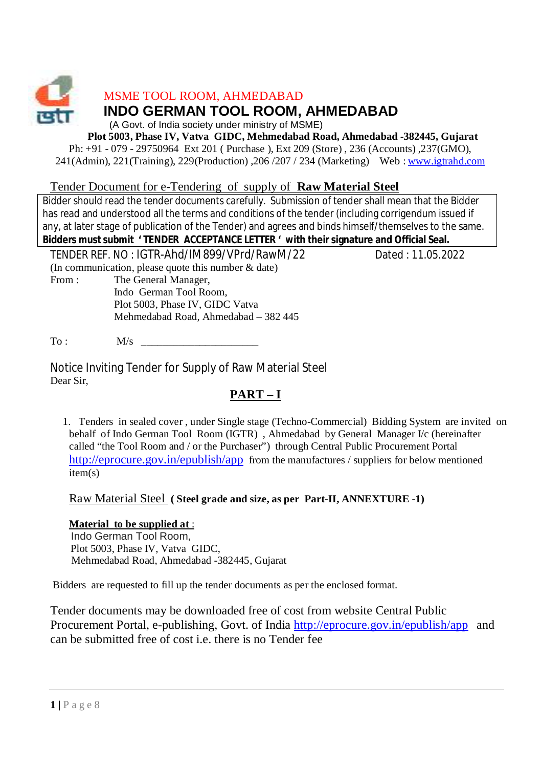MSME TOOL ROOM, AHMEDABAD

# INDO GERMAN TOOL ROOM, AHMEDABAD

(A Govt. of India society under ministry of MSME)

**Plot 5003, Phase IV, Vatva GIDC, Mehmedabad Road, Ahmedabad -382445, Gujarat**

Ph: +91 - 079 - 29750964 Ext 201 ( Purchase ), Ext 209 (Store) , 236 (Accounts) ,237(GMO), 241(Admin), 221(Training), 229(Production) ,206 /207 / 234 (Marketing) Web : www.igtrahd.com

## Tender Document for e-Tendering of supply of **Raw Material Steel**

Bidder should read the tender documents carefully. Submission of tender shall mean that the Bidder has read and understood all the terms and conditions of the tender (including corrigendum issued if any, at later stage of publication of the Tender) and agrees and binds himself/themselves to the same. **Bidders must submit ' TENDER ACCEPTANCE LETTER ' with their signature and Official Seal.**

TENDER REF. NO : IGTR-Ahd/IM899/VPrd/RawM/22 Dated : 11.05.2022

(In communication, please quote this number & date)

From : The General Manager,
Indo German Tool Room,
Plot 5003, Phase IV, GIDC Vatva
Mehmedabad Road, Ahmedabad – 382 445

To : M/s ______________________

Notice Inviting Tender for Supply of Raw Material Steel

Dear Sir,

## PART – I

1. Tenders in sealed cover , under Single stage (Techno-Commercial) Bidding System are invited on behalf of Indo German Tool Room (IGTR) , Ahmedabad by General Manager I/c (hereinafter called "the Tool Room and / or the Purchaser") through Central Public Procurement Portal http://eprocure.gov.in/epublish/app from the manufactures / suppliers for below mentioned item(s)

   Raw Material Steel **( Steel grade and size, as per Part-II, ANNEXTURE -1)**

   **Material to be supplied at :**
   Indo German Tool Room,
   Plot 5003, Phase IV, Vatva GIDC,
   Mehmedabad Road, Ahmedabad -382445, Gujarat

Bidders are requested to fill up the tender documents as per the enclosed format.

Tender documents may be downloaded free of cost from website Central Public Procurement Portal, e-publishing, Govt. of India http://eprocure.gov.in/epublish/app and can be submitted free of cost i.e. there is no Tender fee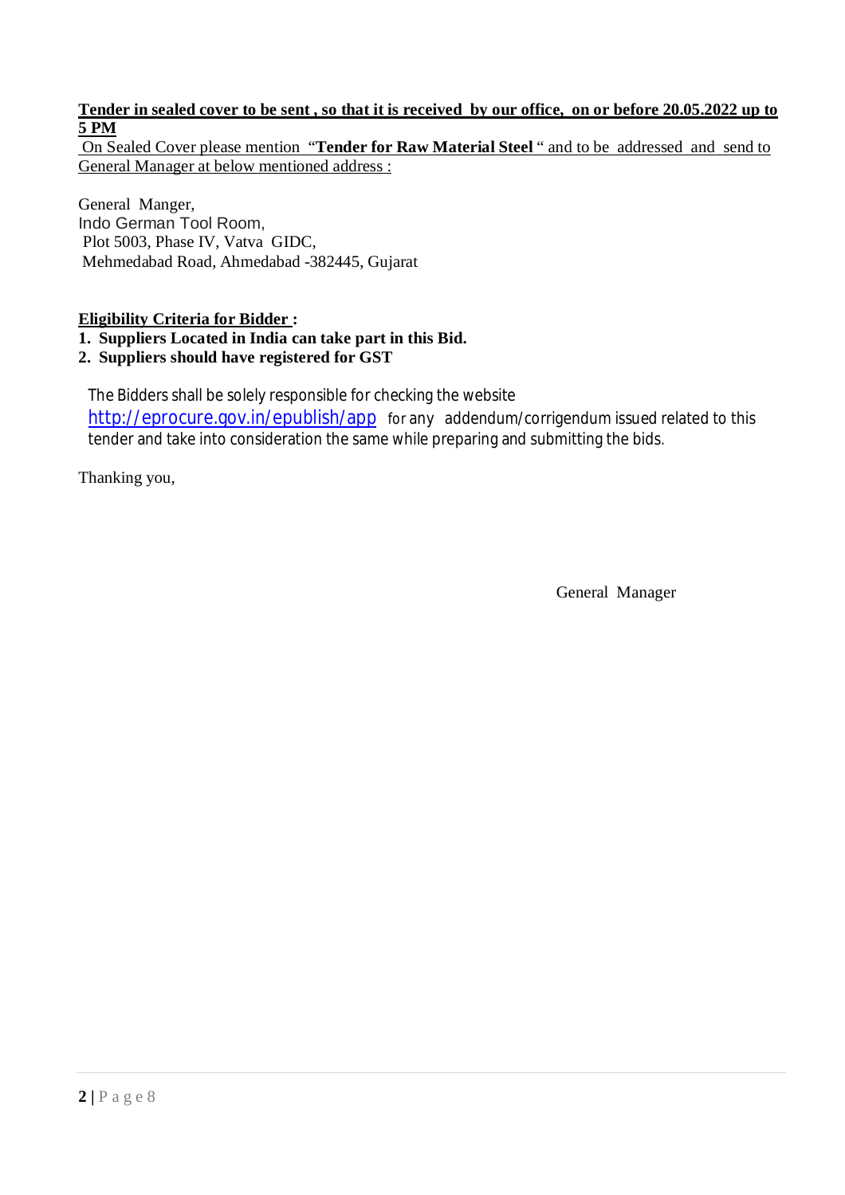**Tender in sealed cover to be sent , so that it is received by our office, on or before 20.05.2022 up to 5 PM**

On Sealed Cover please mention "**Tender for Raw Material Steel** " and to be addressed and send to General Manager at below mentioned address :

General Manger,
Indo German Tool Room,
Plot 5003, Phase IV, Vatva GIDC,
Mehmedabad Road, Ahmedabad -382445, Gujarat

**Eligibility Criteria for Bidder :**

1. **Suppliers Located in India can take part in this Bid.**
2. **Suppliers should have registered for GST**

The Bidders shall be solely responsible for checking the website http://eprocure.gov.in/epublish/app for any addendum/corrigendum issued related to this tender and take into consideration the same while preparing and submitting the bids.

Thanking you,

General Manager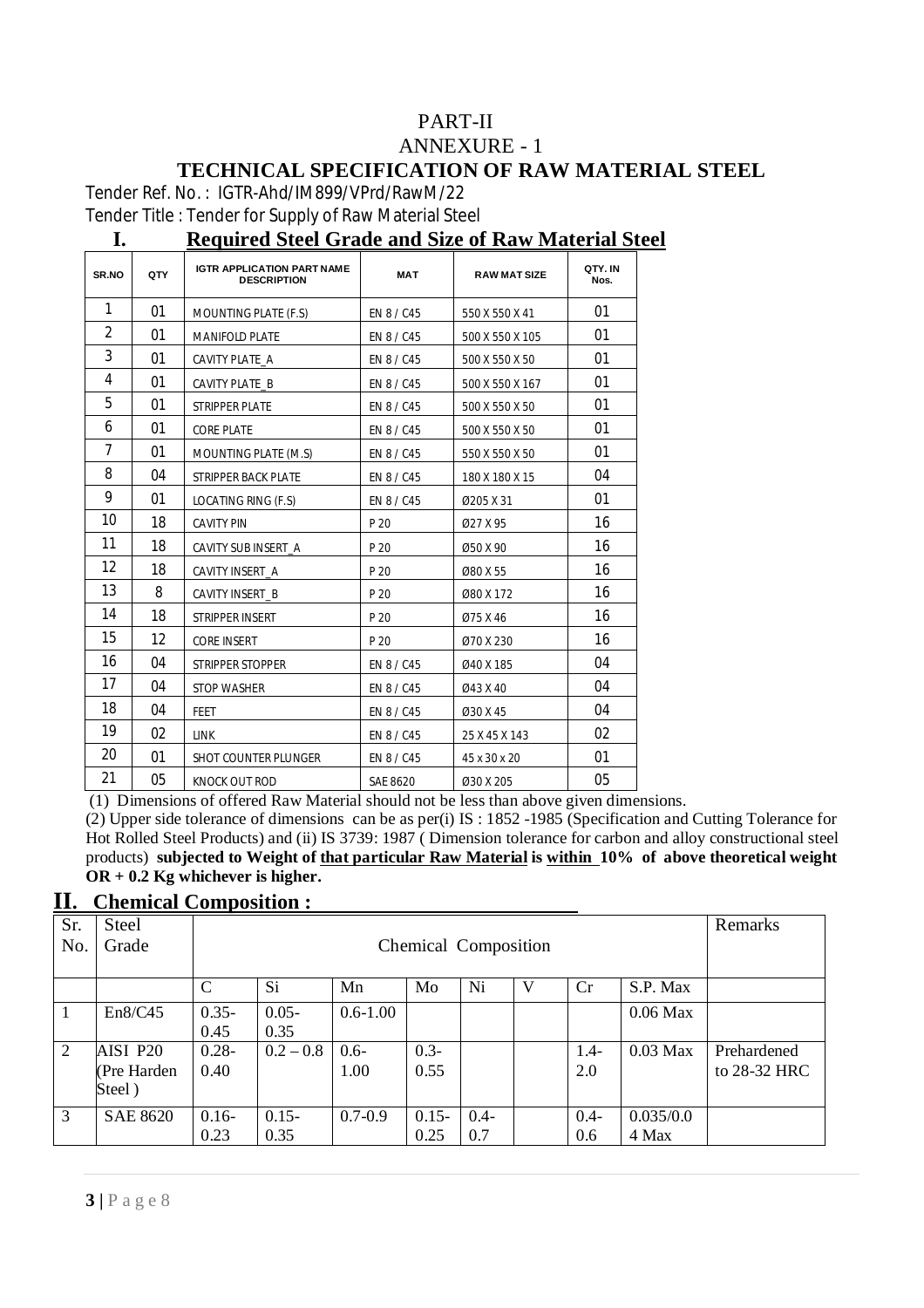# PART-II

## ANNEXURE - 1

## TECHNICAL SPECIFICATION OF RAW MATERIAL STEEL

Tender Ref. No. : IGTR-Ahd/IM899/VPrd/RawM/22

Tender Title : Tender for Supply of Raw Material Steel

## I. Required Steel Grade and Size of Raw Material Steel

| SR.NO | QTY | IGTR APPLICATION PART NAME DESCRIPTION | MAT | RAW MAT SIZE | QTY. IN Nos. |
|---|---|---|---|---|---|
| 1 | 01 | MOUNTING PLATE (F.S) | EN 8 / C45 | 550 X 550 X 41 | 01 |
| 2 | 01 | MANIFOLD PLATE | EN 8 / C45 | 500 X 550 X 105 | 01 |
| 3 | 01 | CAVITY PLATE_A | EN 8 / C45 | 500 X 550 X 50 | 01 |
| 4 | 01 | CAVITY PLATE_B | EN 8 / C45 | 500 X 550 X 167 | 01 |
| 5 | 01 | STRIPPER PLATE | EN 8 / C45 | 500 X 550 X 50 | 01 |
| 6 | 01 | CORE PLATE | EN 8 / C45 | 500 X 550 X 50 | 01 |
| 7 | 01 | MOUNTING PLATE (M.S) | EN 8 / C45 | 550 X 550 X 50 | 01 |
| 8 | 04 | STRIPPER BACK PLATE | EN 8 / C45 | 180 X 180 X 15 | 04 |
| 9 | 01 | LOCATING RING (F.S) | EN 8 / C45 | Ø205 X 31 | 01 |
| 10 | 18 | CAVITY PIN | P 20 | Ø27 X 95 | 16 |
| 11 | 18 | CAVITY SUB INSERT_A | P 20 | Ø50 X 90 | 16 |
| 12 | 18 | CAVITY INSERT_A | P 20 | Ø80 X 55 | 16 |
| 13 | 8 | CAVITY INSERT_B | P 20 | Ø80 X 172 | 16 |
| 14 | 18 | STRIPPER INSERT | P 20 | Ø75 X 46 | 16 |
| 15 | 12 | CORE INSERT | P 20 | Ø70 X 230 | 16 |
| 16 | 04 | STRIPPER STOPPER | EN 8 / C45 | Ø40 X 185 | 04 |
| 17 | 04 | STOP WASHER | EN 8 / C45 | Ø43 X 40 | 04 |
| 18 | 04 | FEET | EN 8 / C45 | Ø30 X 45 | 04 |
| 19 | 02 | LINK | EN 8 / C45 | 25 X 45 X 143 | 02 |
| 20 | 01 | SHOT COUNTER PLUNGER | EN 8 / C45 | 45 x 30 x 20 | 01 |
| 21 | 05 | KNOCK OUT ROD | SAE 8620 | Ø30 X 205 | 05 |

(1) Dimensions of offered Raw Material should not be less than above given dimensions.

(2) Upper side tolerance of dimensions can be as per(i) IS : 1852 -1985 (Specification and Cutting Tolerance for Hot Rolled Steel Products) and (ii) IS 3739: 1987 ( Dimension tolerance for carbon and alloy constructional steel products) **subjected to Weight of that particular Raw Material is within 10% of above theoretical weight OR + 0.2 Kg whichever is higher.**

## II. Chemical Composition :

| Sr. No. | Steel Grade | Chemical Composition | | | | | | | | Remarks |
|---|---|---|---|---|---|---|---|---|---|---|
| | | C | Si | Mn | Mo | Ni | V | Cr | S.P. Max | |
| 1 | En8/C45 | 0.35-0.45 | 0.05-0.35 | 0.6-1.00 | | | | | 0.06 Max | |
| 2 | AISI P20 (Pre Harden Steel ) | 0.28-0.40 | 0.2 – 0.8 | 0.6-1.00 | 0.3-0.55 | | | 1.4-2.0 | 0.03 Max | Prehardened to 28-32 HRC |
| 3 | SAE 8620 | 0.16-0.23 | 0.15-0.35 | 0.7-0.9 | 0.15-0.25 | 0.4-0.7 | | 0.4-0.6 | 0.035/0.04 Max | |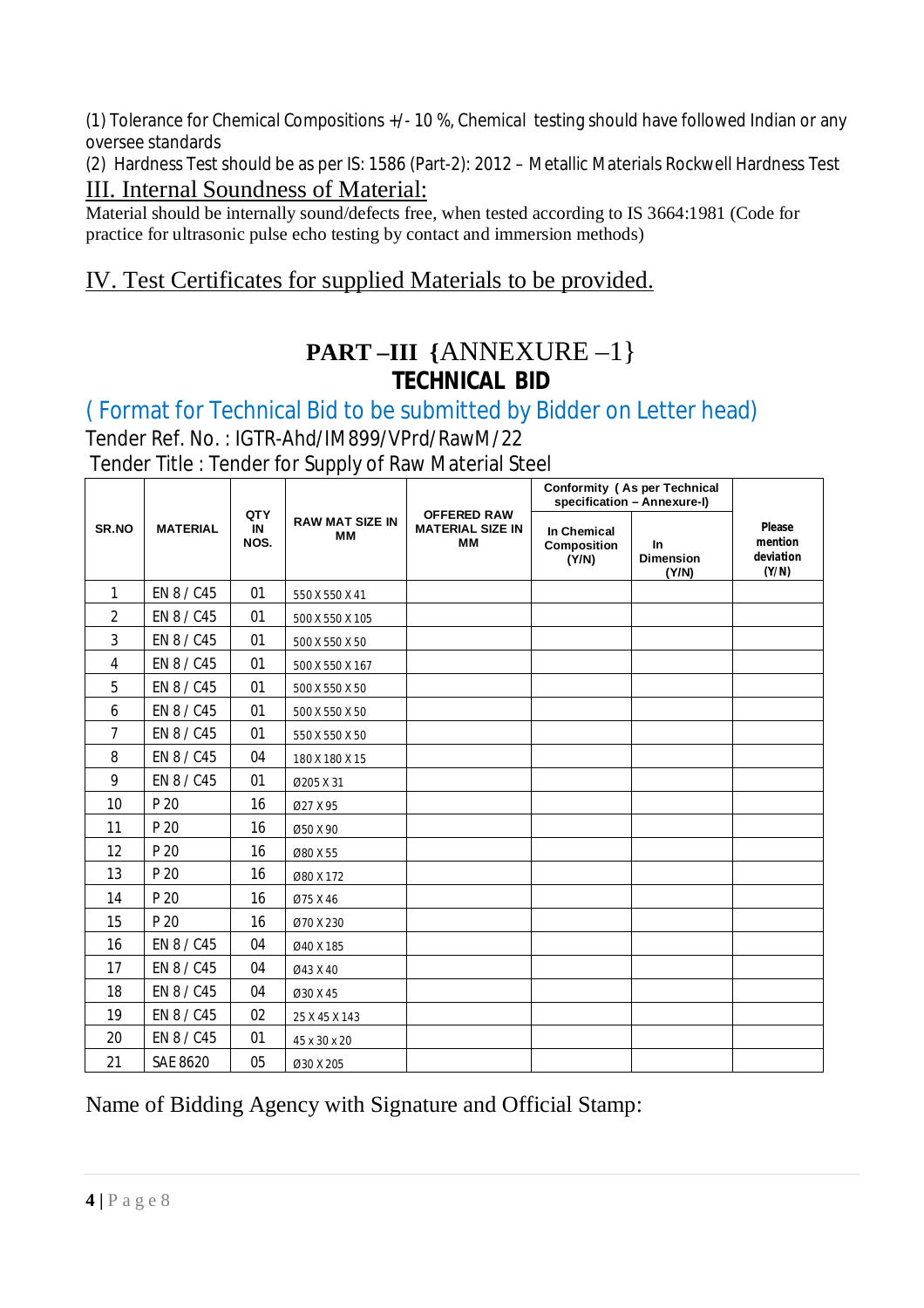(1) Tolerance for Chemical Compositions +/- 10 %, Chemical testing should have followed Indian or any oversee standards

(2) Hardness Test should be as per IS: 1586 (Part-2): 2012 – Metallic Materials Rockwell Hardness Test

## III. Internal Soundness of Material:

Material should be internally sound/defects free, when tested according to IS 3664:1981 (Code for practice for ultrasonic pulse echo testing by contact and immersion methods)

## IV. Test Certificates for supplied Materials to be provided.

# PART –III {ANNEXURE –1}

# TECHNICAL BID

## ( Format for Technical Bid to be submitted by Bidder on Letter head)

Tender Ref. No. : IGTR-Ahd/IM899/VPrd/RawM/22

Tender Title : Tender for Supply of Raw Material Steel

| SR.NO | MATERIAL | QTY IN NOS. | RAW MAT SIZE IN MM | OFFERED RAW MATERIAL SIZE IN MM | Conformity ( As per Technical specification – Annexure-I) | | Please mention deviation (Y/N) |
|---|---|---|---|---|---|---|---|
| | | | | | In Chemical Composition (Y/N) | In Dimension (Y/N) | |
| 1 | EN 8 / C45 | 01 | 550 X 550 X 41 | | | | |
| 2 | EN 8 / C45 | 01 | 500 X 550 X 105 | | | | |
| 3 | EN 8 / C45 | 01 | 500 X 550 X 50 | | | | |
| 4 | EN 8 / C45 | 01 | 500 X 550 X 167 | | | | |
| 5 | EN 8 / C45 | 01 | 500 X 550 X 50 | | | | |
| 6 | EN 8 / C45 | 01 | 500 X 550 X 50 | | | | |
| 7 | EN 8 / C45 | 01 | 550 X 550 X 50 | | | | |
| 8 | EN 8 / C45 | 04 | 180 X 180 X 15 | | | | |
| 9 | EN 8 / C45 | 01 | Ø205 X 31 | | | | |
| 10 | P 20 | 16 | Ø27 X 95 | | | | |
| 11 | P 20 | 16 | Ø50 X 90 | | | | |
| 12 | P 20 | 16 | Ø80 X 55 | | | | |
| 13 | P 20 | 16 | Ø80 X 172 | | | | |
| 14 | P 20 | 16 | Ø75 X 46 | | | | |
| 15 | P 20 | 16 | Ø70 X 230 | | | | |
| 16 | EN 8 / C45 | 04 | Ø40 X 185 | | | | |
| 17 | EN 8 / C45 | 04 | Ø43 X 40 | | | | |
| 18 | EN 8 / C45 | 04 | Ø30 X 45 | | | | |
| 19 | EN 8 / C45 | 02 | 25 X 45 X 143 | | | | |
| 20 | EN 8 / C45 | 01 | 45 x 30 x 20 | | | | |
| 21 | SAE 8620 | 05 | Ø30 X 205 | | | | |

Name of Bidding Agency with Signature and Official Stamp: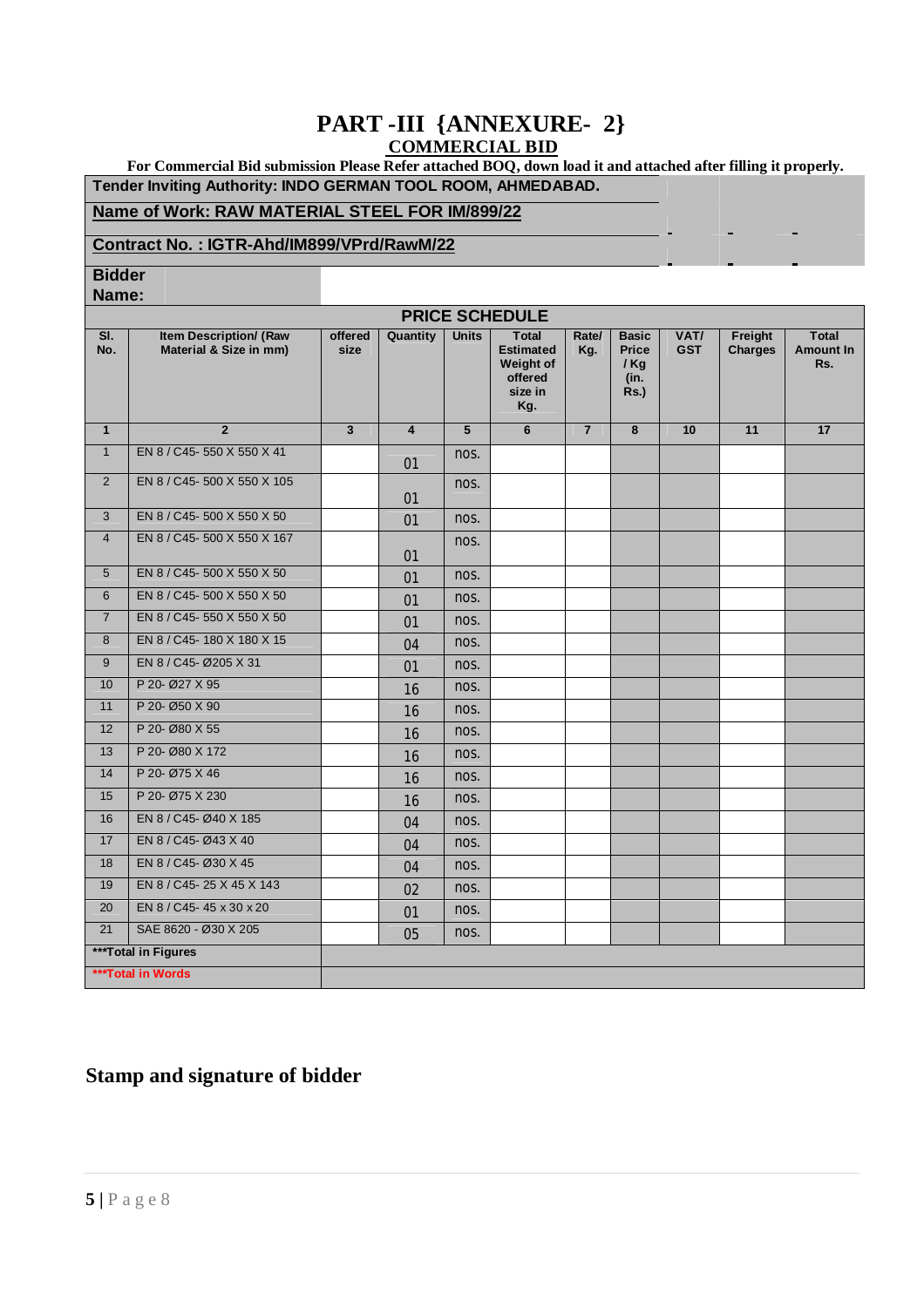# PART -III {ANNEXURE- 2}

## COMMERCIAL BID

**For Commercial Bid submission Please Refer attached BOQ, down load it and attached after filling it properly.**

**Tender Inviting Authority: INDO GERMAN TOOL ROOM, AHMEDABAD.**

**Name of Work: RAW MATERIAL STEEL FOR IM/899/22**

**Contract No. : IGTR-Ahd/IM899/VPrd/RawM/22**

**Bidder Name:**

**PRICE SCHEDULE**

| Sl. No. | Item Description/ (Raw Material & Size in mm) | offered size | Quantity | Units | Total Estimated Weight of offered size in Kg. | Rate/ Kg. | Basic Price / Kg (in. Rs.) | VAT/ GST | Freight Charges | Total Amount In Rs. |
|---|---|---|---|---|---|---|---|---|---|---|
| 1 | 2 | 3 | 4 | 5 | 6 | 7 | 8 | 10 | 11 | 17 |
| 1 | EN 8 / C45- 550 X 550 X 41 | | 01 | nos. | | | | | | |
| 2 | EN 8 / C45- 500 X 550 X 105 | | 01 | nos. | | | | | | |
| 3 | EN 8 / C45- 500 X 550 X 50 | | 01 | nos. | | | | | | |
| 4 | EN 8 / C45- 500 X 550 X 167 | | 01 | nos. | | | | | | |
| 5 | EN 8 / C45- 500 X 550 X 50 | | 01 | nos. | | | | | | |
| 6 | EN 8 / C45- 500 X 550 X 50 | | 01 | nos. | | | | | | |
| 7 | EN 8 / C45- 550 X 550 X 50 | | 01 | nos. | | | | | | |
| 8 | EN 8 / C45- 180 X 180 X 15 | | 04 | nos. | | | | | | |
| 9 | EN 8 / C45- Ø205 X 31 | | 01 | nos. | | | | | | |
| 10 | P 20- Ø27 X 95 | | 16 | nos. | | | | | | |
| 11 | P 20- Ø50 X 90 | | 16 | nos. | | | | | | |
| 12 | P 20- Ø80 X 55 | | 16 | nos. | | | | | | |
| 13 | P 20- Ø80 X 172 | | 16 | nos. | | | | | | |
| 14 | P 20- Ø75 X 46 | | 16 | nos. | | | | | | |
| 15 | P 20- Ø75 X 230 | | 16 | nos. | | | | | | |
| 16 | EN 8 / C45- Ø40 X 185 | | 04 | nos. | | | | | | |
| 17 | EN 8 / C45- Ø43 X 40 | | 04 | nos. | | | | | | |
| 18 | EN 8 / C45- Ø30 X 45 | | 04 | nos. | | | | | | |
| 19 | EN 8 / C45- 25 X 45 X 143 | | 02 | nos. | | | | | | |
| 20 | EN 8 / C45- 45 x 30 x 20 | | 01 | nos. | | | | | | |
| 21 | SAE 8620 - Ø30 X 205 | | 05 | nos. | | | | | | |
| ***Total in Figures | | | | | | | | | | |
| ***Total in Words | | | | | | | | | | |

## Stamp and signature of bidder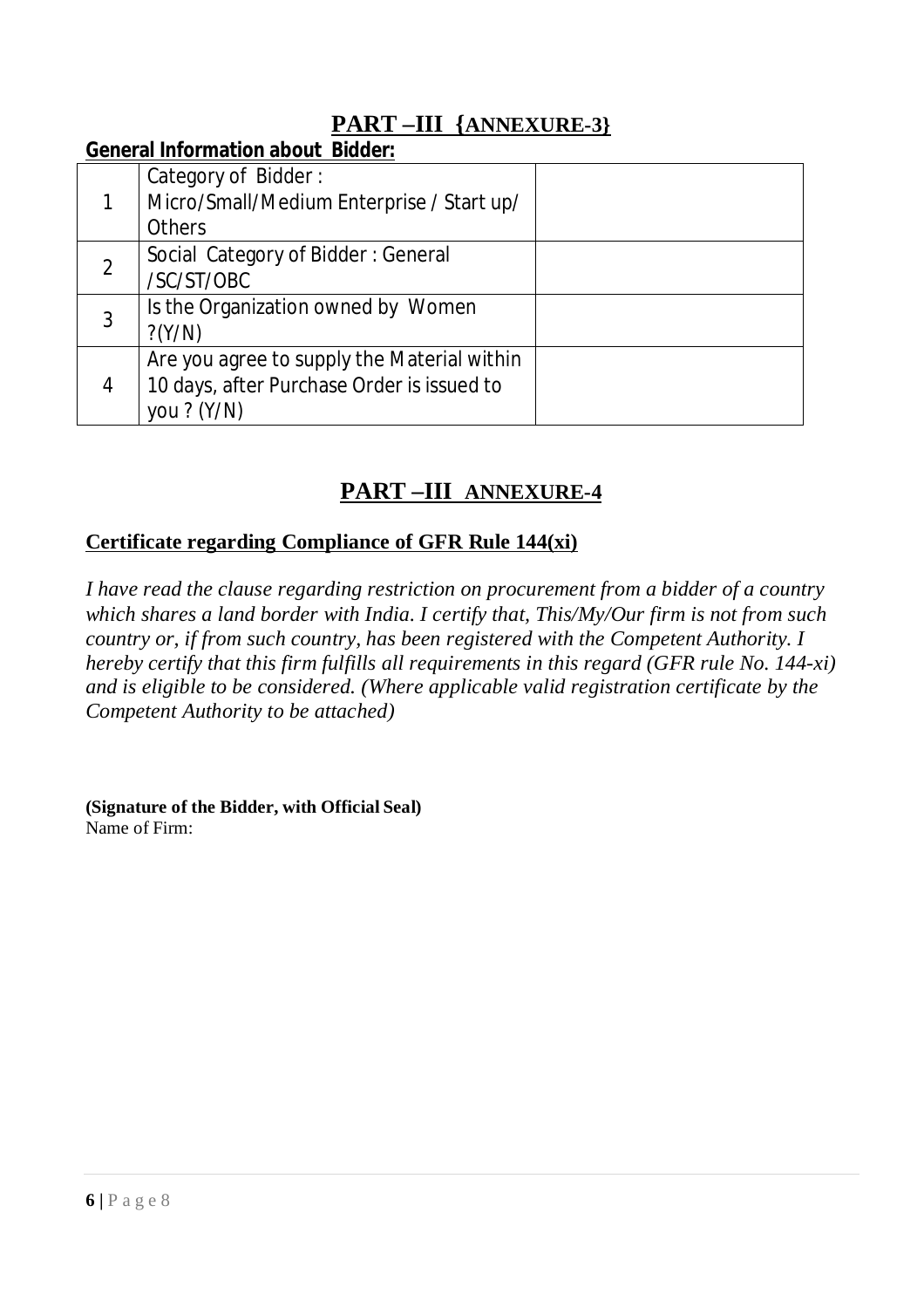## PART –III {ANNEXURE-3}

**General Information about Bidder:**

| | | |
|---|---|---|
| 1 | Category of Bidder : Micro/Small/Medium Enterprise / Start up/ Others | |
| 2 | Social Category of Bidder : General /SC/ST/OBC | |
| 3 | Is the Organization owned by Women ?(Y/N) | |
| 4 | Are you agree to supply the Material within 10 days, after Purchase Order is issued to you ? (Y/N) | |

## PART –III ANNEXURE-4

**Certificate regarding Compliance of GFR Rule 144(xi)**

*I have read the clause regarding restriction on procurement from a bidder of a country which shares a land border with India. I certify that, This/My/Our firm is not from such country or, if from such country, has been registered with the Competent Authority. I hereby certify that this firm fulfills all requirements in this regard (GFR rule No. 144-xi) and is eligible to be considered. (Where applicable valid registration certificate by the Competent Authority to be attached)*

**(Signature of the Bidder, with Official Seal)**
Name of Firm: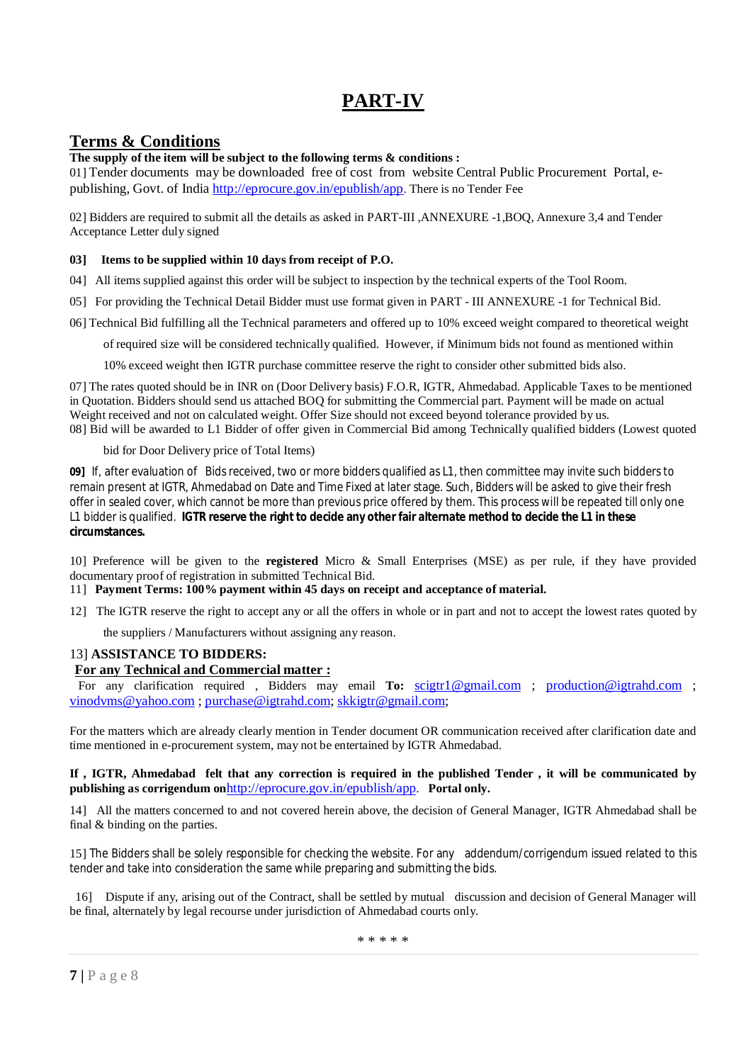# PART-IV

## Terms & Conditions

**The supply of the item will be subject to the following terms & conditions :**

01] Tender documents may be downloaded free of cost from website Central Public Procurement Portal, e-publishing, Govt. of India http://eprocure.gov.in/epublish/app. There is no Tender Fee

02] Bidders are required to submit all the details as asked in PART-III ,ANNEXURE -1,BOQ, Annexure 3,4 and Tender Acceptance Letter duly signed

**03] Items to be supplied within 10 days from receipt of P.O.**

04] All items supplied against this order will be subject to inspection by the technical experts of the Tool Room.

05] For providing the Technical Detail Bidder must use format given in PART - III ANNEXURE -1 for Technical Bid.

06] Technical Bid fulfilling all the Technical parameters and offered up to 10% exceed weight compared to theoretical weight of required size will be considered technically qualified. However, if Minimum bids not found as mentioned within 10% exceed weight then IGTR purchase committee reserve the right to consider other submitted bids also.

07] The rates quoted should be in INR on (Door Delivery basis) F.O.R, IGTR, Ahmedabad. Applicable Taxes to be mentioned in Quotation. Bidders should send us attached BOQ for submitting the Commercial part. Payment will be made on actual Weight received and not on calculated weight. Offer Size should not exceed beyond tolerance provided by us.

08] Bid will be awarded to L1 Bidder of offer given in Commercial Bid among Technically qualified bidders (Lowest quoted bid for Door Delivery price of Total Items)

**09]** If, after evaluation of Bids received, two or more bidders qualified as L1, then committee may invite such bidders to remain present at IGTR, Ahmedabad on Date and Time Fixed at later stage. Such, Bidders will be asked to give their fresh offer in sealed cover, which cannot be more than previous price offered by them. This process will be repeated till only one L1 bidder is qualified. **IGTR reserve the right to decide any other fair alternate method to decide the L1 in these circumstances.**

10] Preference will be given to the **registered** Micro & Small Enterprises (MSE) as per rule, if they have provided documentary proof of registration in submitted Technical Bid.

11] **Payment Terms: 100% payment within 45 days on receipt and acceptance of material.**

12] The IGTR reserve the right to accept any or all the offers in whole or in part and not to accept the lowest rates quoted by the suppliers / Manufacturers without assigning any reason.

13] **ASSISTANCE TO BIDDERS:**

**For any Technical and Commercial matter :**

For any clarification required , Bidders may email **To:** scigtr1@gmail.com ; production@igtrahd.com ; vinodvms@yahoo.com ; purchase@igtrahd.com; skkigtr@gmail.com;

For the matters which are already clearly mention in Tender document OR communication received after clarification date and time mentioned in e-procurement system, may not be entertained by IGTR Ahmedabad.

**If , IGTR, Ahmedabad felt that any correction is required in the published Tender , it will be communicated by publishing as corrigendum on**http://eprocure.gov.in/epublish/app. **Portal only.**

14] All the matters concerned to and not covered herein above, the decision of General Manager, IGTR Ahmedabad shall be final & binding on the parties.

15] The Bidders shall be solely responsible for checking the website. For any addendum/corrigendum issued related to this tender and take into consideration the same while preparing and submitting the bids.

16] Dispute if any, arising out of the Contract, shall be settled by mutual discussion and decision of General Manager will be final, alternately by legal recourse under jurisdiction of Ahmedabad courts only.

\* \* \* \* \*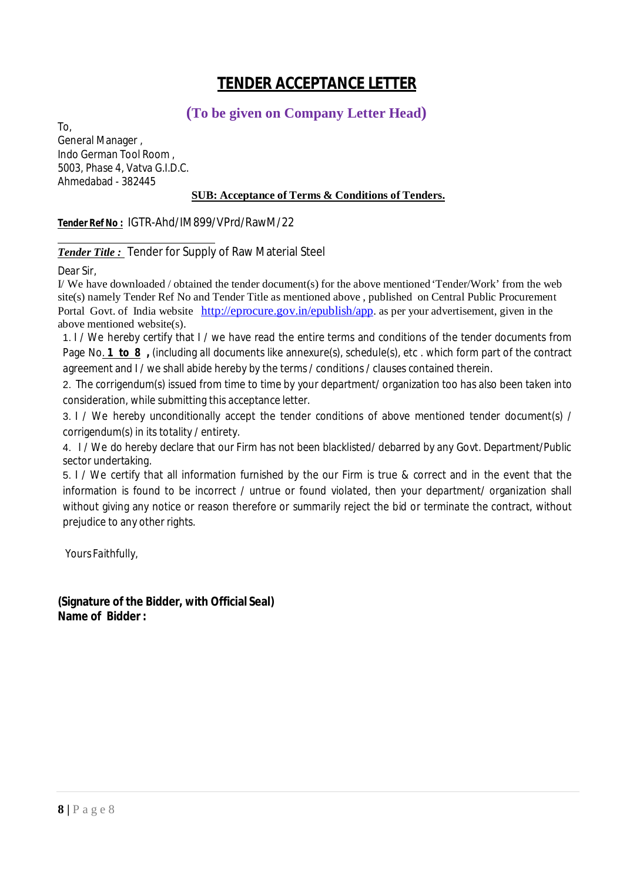# TENDER ACCEPTANCE LETTER

**(To be given on Company Letter Head)**

To,
General Manager ,
Indo German Tool Room ,
5003, Phase 4, Vatva G.I.D.C.
Ahmedabad - 382445

**SUB: Acceptance of Terms & Conditions of Tenders.**

**Tender Ref No :** IGTR-Ahd/IM899/VPrd/RawM/22

***Tender Title :*** Tender for Supply of Raw Material Steel

Dear Sir,

I/ We have downloaded / obtained the tender document(s) for the above mentioned 'Tender/Work' from the web site(s) namely Tender Ref No and Tender Title as mentioned above , published on Central Public Procurement Portal Govt. of India website http://eprocure.gov.in/epublish/app. as per your advertisement, given in the above mentioned website(s).

1. I / We hereby certify that I / we have read the entire terms and conditions of the tender documents from Page No. **1 to 8** , (including all documents like annexure(s), schedule(s), etc . which form part of the contract agreement and I / we shall abide hereby by the terms / conditions / clauses contained therein.
2. The corrigendum(s) issued from time to time by your department/ organization too has also been taken into consideration, while submitting this acceptance letter.
3. I / We hereby unconditionally accept the tender conditions of above mentioned tender document(s) / corrigendum(s) in its totality / entirety.
4. I / We do hereby declare that our Firm has not been blacklisted/ debarred by any Govt. Department/Public sector undertaking.
5. I / We certify that all information furnished by the our Firm is true & correct and in the event that the information is found to be incorrect / untrue or found violated, then your department/ organization shall without giving any notice or reason therefore or summarily reject the bid or terminate the contract, without prejudice to any other rights.

Yours Faithfully,

**(Signature of the Bidder, with Official Seal)**
**Name of Bidder :**